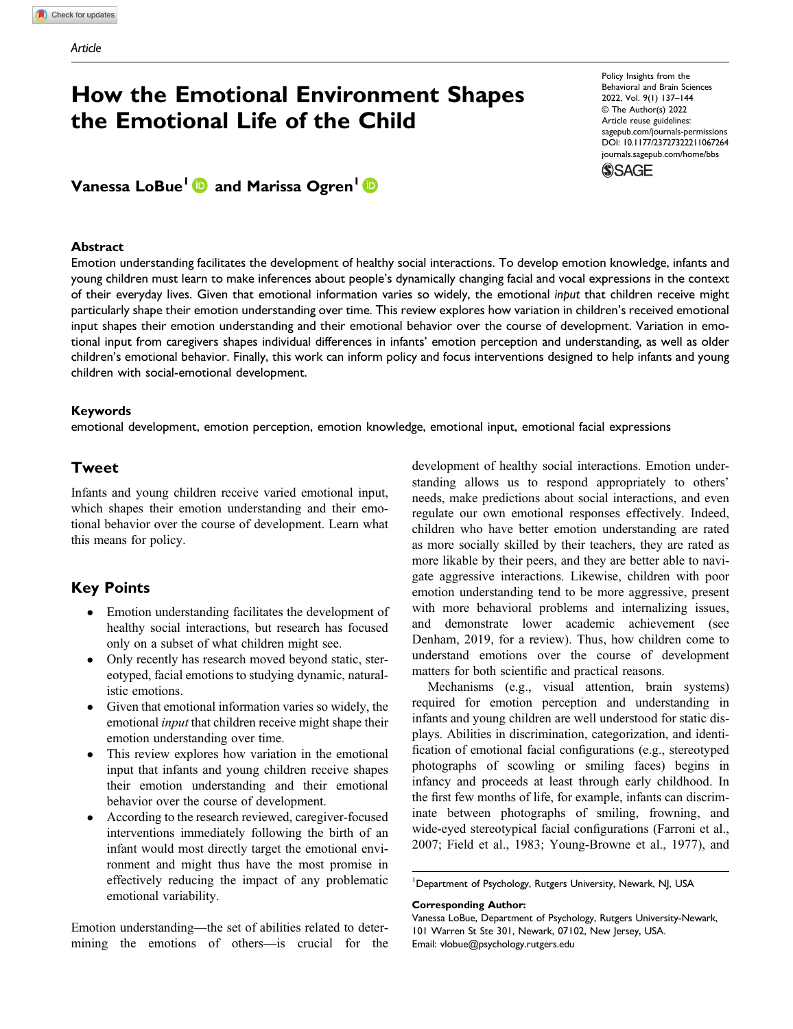Article

# How the Emotional Environment Shapes the Emotional Life of the Child

**Vanessa LoBue[1] and Marissa Ogren[1]**

Policy Insights from the Behavioral and Brain Sciences
© The Author(s) 2022
Article reuse guidelines: sagepub.com/journals-permissions
DOI: 10.1177/23727322211067264
journals.sagepub.com/home/bbs

## Abstract

Emotion understanding facilitates the development of healthy social interactions. To develop emotion knowledge, infants and young children must learn to make inferences about people's dynamically changing facial and vocal expressions in the context of their everyday lives. Given that emotional information varies so widely, the emotional *input* that children receive might particularly shape their emotion understanding over time. This review explores how variation in children's received emotional input shapes their emotion understanding and their emotional behavior over the course of development. Variation in emotional input from caregivers shapes individual differences in infants' emotion perception and understanding, as well as older children's emotional behavior. Finally, this work can inform policy and focus interventions designed to help infants and young children with social-emotional development.

### Keywords

emotional development, emotion perception, emotion knowledge, emotional input, emotional facial expressions

## Tweet

Infants and young children receive varied emotional input, which shapes their emotion understanding and their emotional behavior over the course of development. Learn what this means for policy.

## Key Points

- Emotion understanding facilitates the development of healthy social interactions, but research has focused only on a subset of what children might see.
- Only recently has research moved beyond static, stereotyped, facial emotions to studying dynamic, naturalistic emotions.
- Given that emotional information varies so widely, the emotional *input* that children receive might shape their emotion understanding over time.
- This review explores how variation in the emotional input that infants and young children receive shapes their emotion understanding and their emotional behavior over the course of development.
- According to the research reviewed, caregiver-focused interventions immediately following the birth of an infant would most directly target the emotional environment and might thus have the most promise in effectively reducing the impact of any problematic emotional variability.

Emotion understanding—the set of abilities related to determining the emotions of others—is crucial for the development of healthy social interactions. Emotion understanding allows us to respond appropriately to others' needs, make predictions about social interactions, and even regulate our own emotional responses effectively. Indeed, children who have better emotion understanding are rated as more socially skilled by their teachers, they are rated as more likable by their peers, and they are better able to navigate aggressive interactions. Likewise, children with poor emotion understanding tend to be more aggressive, present with more behavioral problems and internalizing issues, and demonstrate lower academic achievement (see Denham, 2019, for a review). Thus, how children come to understand emotions over the course of development matters for both scientific and practical reasons.

Mechanisms (e.g., visual attention, brain systems) required for emotion perception and understanding in infants and young children are well understood for static displays. Abilities in discrimination, categorization, and identification of emotional facial configurations (e.g., stereotyped photographs of scowling or smiling faces) begins in infancy and proceeds at least through early childhood. In the first few months of life, for example, infants can discriminate between photographs of smiling, frowning, and wide-eyed stereotypical facial configurations (Farroni et al., 2007; Field et al., 1983; Young-Browne et al., 1977), and

[1]Department of Psychology, Rutgers University, Newark, NJ, USA

**Corresponding Author:**
Vanessa LoBue, Department of Psychology, Rutgers University-Newark, 101 Warren St Ste 301, Newark, 07102, New Jersey, USA.
Email: vlobue@psychology.rutgers.edu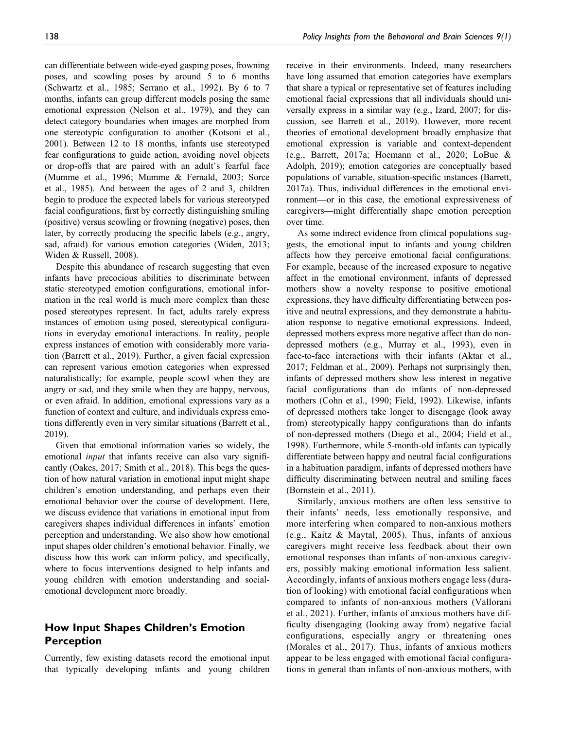can differentiate between wide-eyed gasping poses, frowning poses, and scowling poses by around 5 to 6 months (Schwartz et al., 1985; Serrano et al., 1992). By 6 to 7 months, infants can group different models posing the same emotional expression (Nelson et al., 1979), and they can detect category boundaries when images are morphed from one stereotypic configuration to another (Kotsoni et al., 2001). Between 12 to 18 months, infants use stereotyped fear configurations to guide action, avoiding novel objects or drop-offs that are paired with an adult's fearful face (Mumme et al., 1996; Mumme & Fernald, 2003; Sorce et al., 1985). And between the ages of 2 and 3, children begin to produce the expected labels for various stereotyped facial configurations, first by correctly distinguishing smiling (positive) versus scowling or frowning (negative) poses, then later, by correctly producing the specific labels (e.g., angry, sad, afraid) for various emotion categories (Widen, 2013; Widen & Russell, 2008).

Despite this abundance of research suggesting that even infants have precocious abilities to discriminate between static stereotyped emotion configurations, emotional information in the real world is much more complex than these posed stereotypes represent. In fact, adults rarely express instances of emotion using posed, stereotypical configurations in everyday emotional interactions. In reality, people express instances of emotion with considerably more variation (Barrett et al., 2019). Further, a given facial expression can represent various emotion categories when expressed naturalistically; for example, people scowl when they are angry or sad, and they smile when they are happy, nervous, or even afraid. In addition, emotional expressions vary as a function of context and culture, and individuals express emotions differently even in very similar situations (Barrett et al., 2019).

Given that emotional information varies so widely, the emotional *input* that infants receive can also vary significantly (Oakes, 2017; Smith et al., 2018). This begs the question of how natural variation in emotional input might shape children's emotion understanding, and perhaps even their emotional behavior over the course of development. Here, we discuss evidence that variations in emotional input from caregivers shapes individual differences in infants' emotion perception and understanding. We also show how emotional input shapes older children's emotional behavior. Finally, we discuss how this work can inform policy, and specifically, where to focus interventions designed to help infants and young children with emotion understanding and social-emotional development more broadly.

## How Input Shapes Children's Emotion Perception

Currently, few existing datasets record the emotional input that typically developing infants and young children receive in their environments. Indeed, many researchers have long assumed that emotion categories have exemplars that share a typical or representative set of features including emotional facial expressions that all individuals should universally express in a similar way (e.g., Izard, 2007; for discussion, see Barrett et al., 2019). However, more recent theories of emotional development broadly emphasize that emotional expression is variable and context-dependent (e.g., Barrett, 2017a; Hoemann et al., 2020; LoBue & Adolph, 2019); emotion categories are conceptually based populations of variable, situation-specific instances (Barrett, 2017a). Thus, individual differences in the emotional environment—or in this case, the emotional expressiveness of caregivers—might differentially shape emotion perception over time.

As some indirect evidence from clinical populations suggests, the emotional input to infants and young children affects how they perceive emotional facial configurations. For example, because of the increased exposure to negative affect in the emotional environment, infants of depressed mothers show a novelty response to positive emotional expressions, they have difficulty differentiating between positive and neutral expressions, and they demonstrate a habituation response to negative emotional expressions. Indeed, depressed mothers express more negative affect than do non-depressed mothers (e.g., Murray et al., 1993), even in face-to-face interactions with their infants (Aktar et al., 2017; Feldman et al., 2009). Perhaps not surprisingly then, infants of depressed mothers show less interest in negative facial configurations than do infants of non-depressed mothers (Cohn et al., 1990; Field, 1992). Likewise, infants of depressed mothers take longer to disengage (look away from) stereotypically happy configurations than do infants of non-depressed mothers (Diego et al., 2004; Field et al., 1998). Furthermore, while 5-month-old infants can typically differentiate between happy and neutral facial configurations in a habituation paradigm, infants of depressed mothers have difficulty discriminating between neutral and smiling faces (Bornstein et al., 2011).

Similarly, anxious mothers are often less sensitive to their infants' needs, less emotionally responsive, and more interfering when compared to non-anxious mothers (e.g., Kaitz & Maytal, 2005). Thus, infants of anxious caregivers might receive less feedback about their own emotional responses than infants of non-anxious caregivers, possibly making emotional information less salient. Accordingly, infants of anxious mothers engage less (duration of looking) with emotional facial configurations when compared to infants of non-anxious mothers (Vallorani et al., 2021). Further, infants of anxious mothers have difficulty disengaging (looking away from) negative facial configurations, especially angry or threatening ones (Morales et al., 2017). Thus, infants of anxious mothers appear to be less engaged with emotional facial configurations in general than infants of non-anxious mothers, with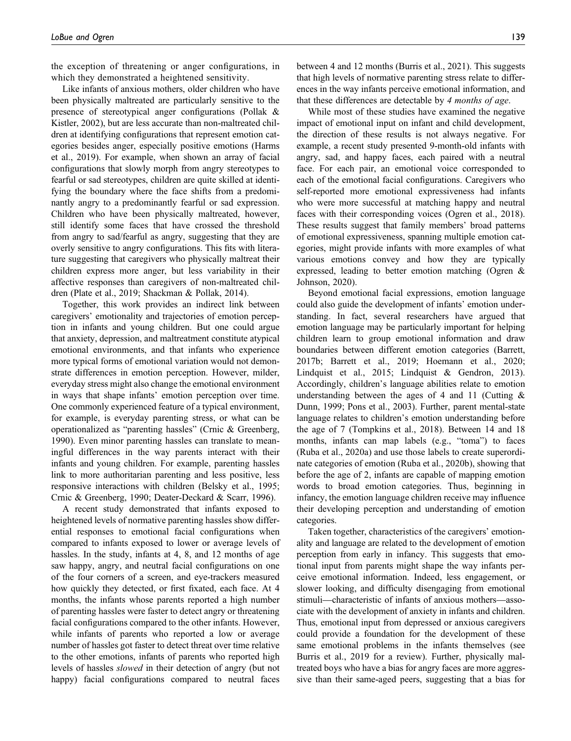the exception of threatening or anger configurations, in which they demonstrated a heightened sensitivity.

Like infants of anxious mothers, older children who have been physically maltreated are particularly sensitive to the presence of stereotypical anger configurations (Pollak & Kistler, 2002), but are less accurate than non-maltreated children at identifying configurations that represent emotion categories besides anger, especially positive emotions (Harms et al., 2019). For example, when shown an array of facial configurations that slowly morph from angry stereotypes to fearful or sad stereotypes, children are quite skilled at identifying the boundary where the face shifts from a predominantly angry to a predominantly fearful or sad expression. Children who have been physically maltreated, however, still identify some faces that have crossed the threshold from angry to sad/fearful as angry, suggesting that they are overly sensitive to angry configurations. This fits with literature suggesting that caregivers who physically maltreat their children express more anger, but less variability in their affective responses than caregivers of non-maltreated children (Plate et al., 2019; Shackman & Pollak, 2014).

Together, this work provides an indirect link between caregivers' emotionality and trajectories of emotion perception in infants and young children. But one could argue that anxiety, depression, and maltreatment constitute atypical emotional environments, and that infants who experience more typical forms of emotional variation would not demonstrate differences in emotion perception. However, milder, everyday stress might also change the emotional environment in ways that shape infants' emotion perception over time. One commonly experienced feature of a typical environment, for example, is everyday parenting stress, or what can be operationalized as "parenting hassles" (Crnic & Greenberg, 1990). Even minor parenting hassles can translate to meaningful differences in the way parents interact with their infants and young children. For example, parenting hassles link to more authoritarian parenting and less positive, less responsive interactions with children (Belsky et al., 1995; Crnic & Greenberg, 1990; Deater-Deckard & Scarr, 1996).

A recent study demonstrated that infants exposed to heightened levels of normative parenting hassles show differential responses to emotional facial configurations when compared to infants exposed to lower or average levels of hassles. In the study, infants at 4, 8, and 12 months of age saw happy, angry, and neutral facial configurations on one of the four corners of a screen, and eye-trackers measured how quickly they detected, or first fixated, each face. At 4 months, the infants whose parents reported a high number of parenting hassles were faster to detect angry or threatening facial configurations compared to the other infants. However, while infants of parents who reported a low or average number of hassles got faster to detect threat over time relative to the other emotions, infants of parents who reported high levels of hassles *slowed* in their detection of angry (but not happy) facial configurations compared to neutral faces between 4 and 12 months (Burris et al., 2021). This suggests that high levels of normative parenting stress relate to differences in the way infants perceive emotional information, and that these differences are detectable by *4 months of age*.

While most of these studies have examined the negative impact of emotional input on infant and child development, the direction of these results is not always negative. For example, a recent study presented 9-month-old infants with angry, sad, and happy faces, each paired with a neutral face. For each pair, an emotional voice corresponded to each of the emotional facial configurations. Caregivers who self-reported more emotional expressiveness had infants who were more successful at matching happy and neutral faces with their corresponding voices (Ogren et al., 2018). These results suggest that family members' broad patterns of emotional expressiveness, spanning multiple emotion categories, might provide infants with more examples of what various emotions convey and how they are typically expressed, leading to better emotion matching (Ogren & Johnson, 2020).

Beyond emotional facial expressions, emotion language could also guide the development of infants' emotion understanding. In fact, several researchers have argued that emotion language may be particularly important for helping children learn to group emotional information and draw boundaries between different emotion categories (Barrett, 2017b; Barrett et al., 2019; Hoemann et al., 2020; Lindquist et al., 2015; Lindquist & Gendron, 2013). Accordingly, children's language abilities relate to emotion understanding between the ages of 4 and 11 (Cutting & Dunn, 1999; Pons et al., 2003). Further, parent mental-state language relates to children's emotion understanding before the age of 7 (Tompkins et al., 2018). Between 14 and 18 months, infants can map labels (e.g., "toma") to faces (Ruba et al., 2020a) and use those labels to create superordinate categories of emotion (Ruba et al., 2020b), showing that before the age of 2, infants are capable of mapping emotion words to broad emotion categories. Thus, beginning in infancy, the emotion language children receive may influence their developing perception and understanding of emotion categories.

Taken together, characteristics of the caregivers' emotionality and language are related to the development of emotion perception from early in infancy. This suggests that emotional input from parents might shape the way infants perceive emotional information. Indeed, less engagement, or slower looking, and difficulty disengaging from emotional stimuli—characteristic of infants of anxious mothers—associate with the development of anxiety in infants and children. Thus, emotional input from depressed or anxious caregivers could provide a foundation for the development of these same emotional problems in the infants themselves (see Burris et al., 2019 for a review). Further, physically maltreated boys who have a bias for angry faces are more aggressive than their same-aged peers, suggesting that a bias for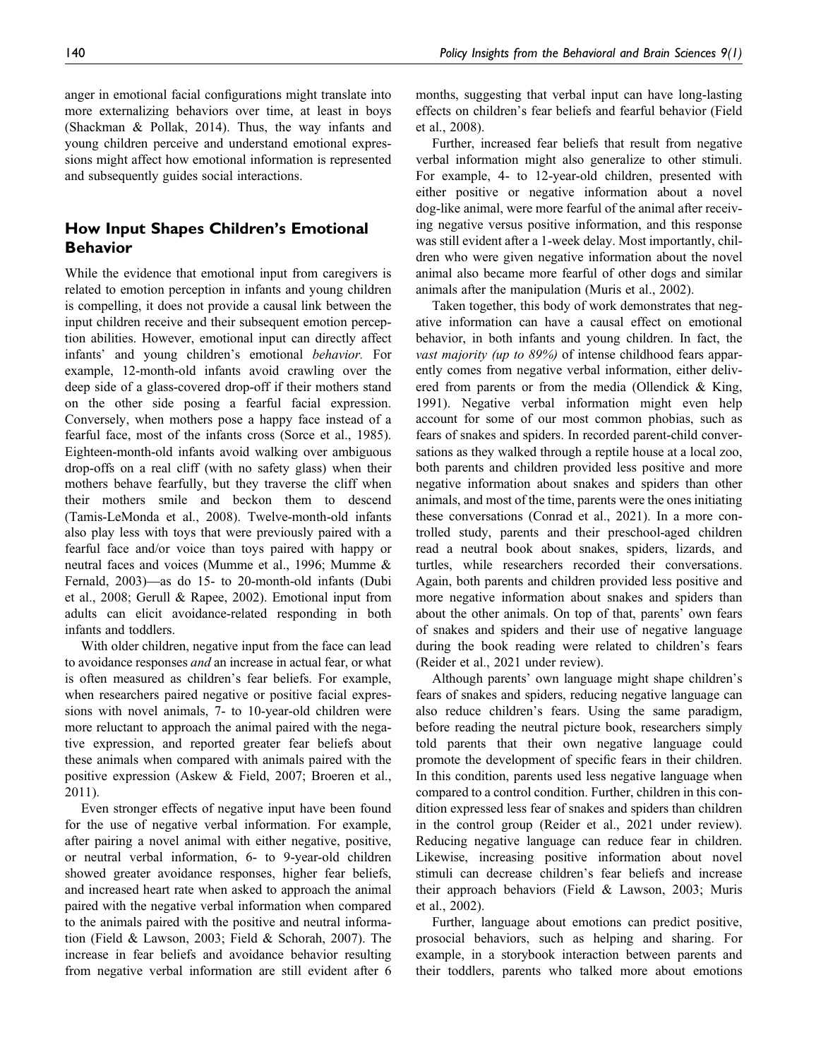anger in emotional facial configurations might translate into more externalizing behaviors over time, at least in boys (Shackman & Pollak, 2014). Thus, the way infants and young children perceive and understand emotional expressions might affect how emotional information is represented and subsequently guides social interactions.

## How Input Shapes Children's Emotional Behavior

While the evidence that emotional input from caregivers is related to emotion perception in infants and young children is compelling, it does not provide a causal link between the input children receive and their subsequent emotion perception abilities. However, emotional input can directly affect infants' and young children's emotional *behavior.* For example, 12-month-old infants avoid crawling over the deep side of a glass-covered drop-off if their mothers stand on the other side posing a fearful facial expression. Conversely, when mothers pose a happy face instead of a fearful face, most of the infants cross (Sorce et al., 1985). Eighteen-month-old infants avoid walking over ambiguous drop-offs on a real cliff (with no safety glass) when their mothers behave fearfully, but they traverse the cliff when their mothers smile and beckon them to descend (Tamis-LeMonda et al., 2008). Twelve-month-old infants also play less with toys that were previously paired with a fearful face and/or voice than toys paired with happy or neutral faces and voices (Mumme et al., 1996; Mumme & Fernald, 2003)—as do 15- to 20-month-old infants (Dubi et al., 2008; Gerull & Rapee, 2002). Emotional input from adults can elicit avoidance-related responding in both infants and toddlers.

With older children, negative input from the face can lead to avoidance responses *and* an increase in actual fear, or what is often measured as children's fear beliefs. For example, when researchers paired negative or positive facial expressions with novel animals, 7- to 10-year-old children were more reluctant to approach the animal paired with the negative expression, and reported greater fear beliefs about these animals when compared with animals paired with the positive expression (Askew & Field, 2007; Broeren et al., 2011).

Even stronger effects of negative input have been found for the use of negative verbal information. For example, after pairing a novel animal with either negative, positive, or neutral verbal information, 6- to 9-year-old children showed greater avoidance responses, higher fear beliefs, and increased heart rate when asked to approach the animal paired with the negative verbal information when compared to the animals paired with the positive and neutral information (Field & Lawson, 2003; Field & Schorah, 2007). The increase in fear beliefs and avoidance behavior resulting from negative verbal information are still evident after 6 months, suggesting that verbal input can have long-lasting effects on children's fear beliefs and fearful behavior (Field et al., 2008).

Further, increased fear beliefs that result from negative verbal information might also generalize to other stimuli. For example, 4- to 12-year-old children, presented with either positive or negative information about a novel dog-like animal, were more fearful of the animal after receiving negative versus positive information, and this response was still evident after a 1-week delay. Most importantly, children who were given negative information about the novel animal also became more fearful of other dogs and similar animals after the manipulation (Muris et al., 2002).

Taken together, this body of work demonstrates that negative information can have a causal effect on emotional behavior, in both infants and young children. In fact, the *vast majority (up to 89%)* of intense childhood fears apparently comes from negative verbal information, either delivered from parents or from the media (Ollendick & King, 1991). Negative verbal information might even help account for some of our most common phobias, such as fears of snakes and spiders. In recorded parent-child conversations as they walked through a reptile house at a local zoo, both parents and children provided less positive and more negative information about snakes and spiders than other animals, and most of the time, parents were the ones initiating these conversations (Conrad et al., 2021). In a more controlled study, parents and their preschool-aged children read a neutral book about snakes, spiders, lizards, and turtles, while researchers recorded their conversations. Again, both parents and children provided less positive and more negative information about snakes and spiders than about the other animals. On top of that, parents' own fears of snakes and spiders and their use of negative language during the book reading were related to children's fears (Reider et al., 2021 under review).

Although parents' own language might shape children's fears of snakes and spiders, reducing negative language can also reduce children's fears. Using the same paradigm, before reading the neutral picture book, researchers simply told parents that their own negative language could promote the development of specific fears in their children. In this condition, parents used less negative language when compared to a control condition. Further, children in this condition expressed less fear of snakes and spiders than children in the control group (Reider et al., 2021 under review). Reducing negative language can reduce fear in children. Likewise, increasing positive information about novel stimuli can decrease children's fear beliefs and increase their approach behaviors (Field & Lawson, 2003; Muris et al., 2002).

Further, language about emotions can predict positive, prosocial behaviors, such as helping and sharing. For example, in a storybook interaction between parents and their toddlers, parents who talked more about emotions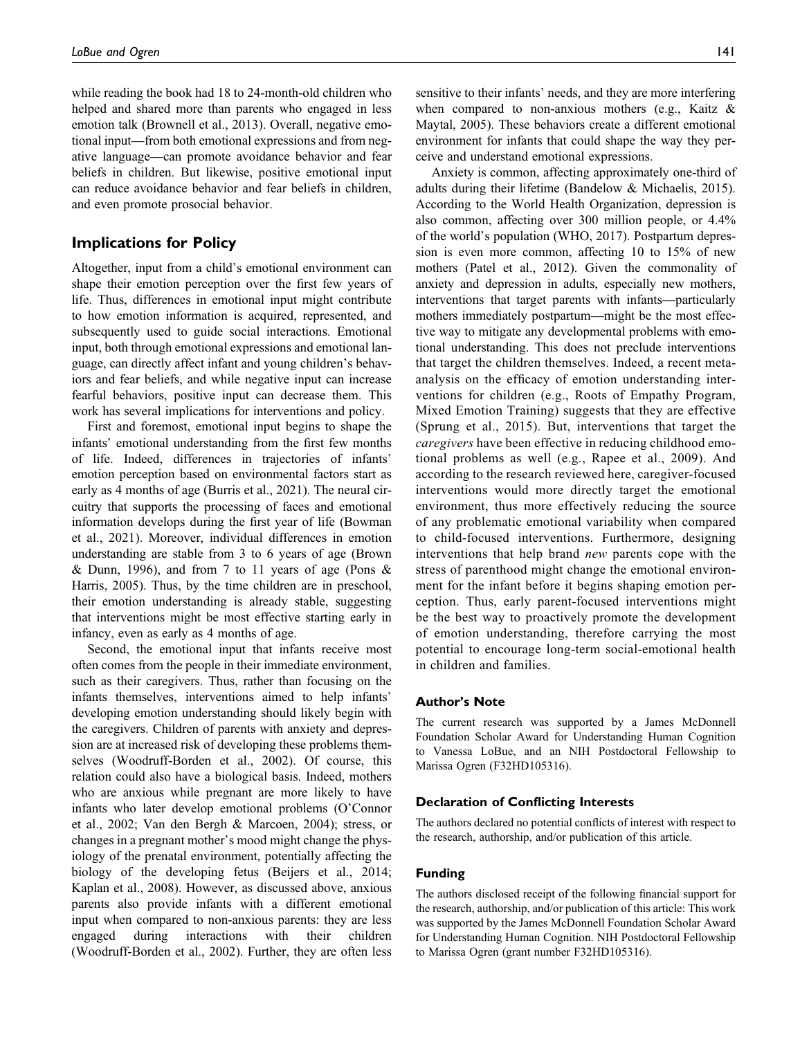while reading the book had 18 to 24-month-old children who helped and shared more than parents who engaged in less emotion talk (Brownell et al., 2013). Overall, negative emotional input—from both emotional expressions and from negative language—can promote avoidance behavior and fear beliefs in children. But likewise, positive emotional input can reduce avoidance behavior and fear beliefs in children, and even promote prosocial behavior.

## Implications for Policy

Altogether, input from a child's emotional environment can shape their emotion perception over the first few years of life. Thus, differences in emotional input might contribute to how emotion information is acquired, represented, and subsequently used to guide social interactions. Emotional input, both through emotional expressions and emotional language, can directly affect infant and young children's behaviors and fear beliefs, and while negative input can increase fearful behaviors, positive input can decrease them. This work has several implications for interventions and policy.

First and foremost, emotional input begins to shape the infants' emotional understanding from the first few months of life. Indeed, differences in trajectories of infants' emotion perception based on environmental factors start as early as 4 months of age (Burris et al., 2021). The neural circuitry that supports the processing of faces and emotional information develops during the first year of life (Bowman et al., 2021). Moreover, individual differences in emotion understanding are stable from 3 to 6 years of age (Brown & Dunn, 1996), and from 7 to 11 years of age (Pons & Harris, 2005). Thus, by the time children are in preschool, their emotion understanding is already stable, suggesting that interventions might be most effective starting early in infancy, even as early as 4 months of age.

Second, the emotional input that infants receive most often comes from the people in their immediate environment, such as their caregivers. Thus, rather than focusing on the infants themselves, interventions aimed to help infants' developing emotion understanding should likely begin with the caregivers. Children of parents with anxiety and depression are at increased risk of developing these problems themselves (Woodruff-Borden et al., 2002). Of course, this relation could also have a biological basis. Indeed, mothers who are anxious while pregnant are more likely to have infants who later develop emotional problems (O'Connor et al., 2002; Van den Bergh & Marcoen, 2004); stress, or changes in a pregnant mother's mood might change the physiology of the prenatal environment, potentially affecting the biology of the developing fetus (Beijers et al., 2014; Kaplan et al., 2008). However, as discussed above, anxious parents also provide infants with a different emotional input when compared to non-anxious parents: they are less engaged during interactions with their children (Woodruff-Borden et al., 2002). Further, they are often less sensitive to their infants' needs, and they are more interfering when compared to non-anxious mothers (e.g., Kaitz & Maytal, 2005). These behaviors create a different emotional environment for infants that could shape the way they perceive and understand emotional expressions.

Anxiety is common, affecting approximately one-third of adults during their lifetime (Bandelow & Michaelis, 2015). According to the World Health Organization, depression is also common, affecting over 300 million people, or 4.4% of the world's population (WHO, 2017). Postpartum depression is even more common, affecting 10 to 15% of new mothers (Patel et al., 2012). Given the commonality of anxiety and depression in adults, especially new mothers, interventions that target parents with infants—particularly mothers immediately postpartum—might be the most effective way to mitigate any developmental problems with emotional understanding. This does not preclude interventions that target the children themselves. Indeed, a recent meta-analysis on the efficacy of emotion understanding interventions for children (e.g., Roots of Empathy Program, Mixed Emotion Training) suggests that they are effective (Sprung et al., 2015). But, interventions that target the *caregivers* have been effective in reducing childhood emotional problems as well (e.g., Rapee et al., 2009). And according to the research reviewed here, caregiver-focused interventions would more directly target the emotional environment, thus more effectively reducing the source of any problematic emotional variability when compared to child-focused interventions. Furthermore, designing interventions that help brand *new* parents cope with the stress of parenthood might change the emotional environment for the infant before it begins shaping emotion perception. Thus, early parent-focused interventions might be the best way to proactively promote the development of emotion understanding, therefore carrying the most potential to encourage long-term social-emotional health in children and families.

### Author's Note

The current research was supported by a James McDonnell Foundation Scholar Award for Understanding Human Cognition to Vanessa LoBue, and an NIH Postdoctoral Fellowship to Marissa Ogren (F32HD105316).

### Declaration of Conflicting Interests

The authors declared no potential conflicts of interest with respect to the research, authorship, and/or publication of this article.

### Funding

The authors disclosed receipt of the following financial support for the research, authorship, and/or publication of this article: This work was supported by the James McDonnell Foundation Scholar Award for Understanding Human Cognition. NIH Postdoctoral Fellowship to Marissa Ogren (grant number F32HD105316).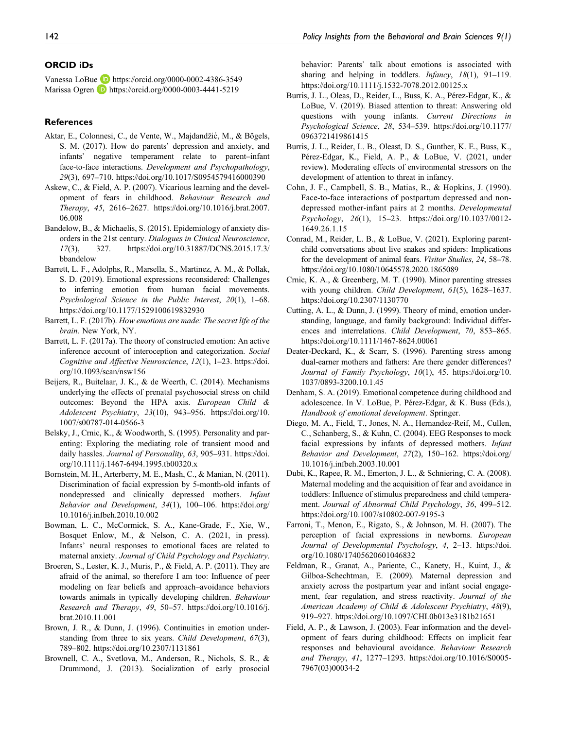## ORCID iDs

Vanessa LoBue https://orcid.org/0000-0002-4386-3549
Marissa Ogren https://orcid.org/0000-0003-4441-5219

## References

Aktar, E., Colonnesi, C., de Vente, W., Majdandžić, M., & Bögels, S. M. (2017). How do parents' depression and anxiety, and infants' negative temperament relate to parent–infant face-to-face interactions. *Development and Psychopathology*, *29*(3), 697–710. https://doi.org/10.1017/S0954579416000390

Askew, C., & Field, A. P. (2007). Vicarious learning and the development of fears in childhood. *Behaviour Research and Therapy*, *45*, 2616–2627. https://doi.org/10.1016/j.brat.2007.06.008

Bandelow, B., & Michaelis, S. (2015). Epidemiology of anxiety disorders in the 21st century. *Dialogues in Clinical Neuroscience*, *17*(3), 327. https://doi.org/10.31887/DCNS.2015.17.3/bbandelow

Barrett, L. F., Adolphs, R., Marsella, S., Martinez, A. M., & Pollak, S. D. (2019). Emotional expressions reconsidered: Challenges to inferring emotion from human facial movements. *Psychological Science in the Public Interest*, *20*(1), 1–68. https://doi.org/10.1177/1529100619832930

Barrett, L. F. (2017b). *How emotions are made: The secret life of the brain*. New York, NY.

Barrett, L. F. (2017a). The theory of constructed emotion: An active inference account of interoception and categorization. *Social Cognitive and Affective Neuroscience*, *12*(1), 1–23. https://doi.org/10.1093/scan/nsw156

Beijers, R., Buitelaar, J. K., & de Weerth, C. (2014). Mechanisms underlying the effects of prenatal psychosocial stress on child outcomes: Beyond the HPA axis. *European Child & Adolescent Psychiatry*, *23*(10), 943–956. https://doi.org/10.1007/s00787-014-0566-3

Belsky, J., Crnic, K., & Woodworth, S. (1995). Personality and parenting: Exploring the mediating role of transient mood and daily hassles. *Journal of Personality*, *63*, 905–931. https://doi.org/10.1111/j.1467-6494.1995.tb00320.x

Bornstein, M. H., Arterberry, M. E., Mash, C., & Manian, N. (2011). Discrimination of facial expression by 5-month-old infants of nondepressed and clinically depressed mothers. *Infant Behavior and Development*, *34*(1), 100–106. https://doi.org/10.1016/j.infbeh.2010.10.002

Bowman, L. C., McCormick, S. A., Kane-Grade, F., Xie, W., Bosquet Enlow, M., & Nelson, C. A. (2021, in press). Infants' neural responses to emotional faces are related to maternal anxiety. *Journal of Child Psychology and Psychiatry*.

Broeren, S., Lester, K. J., Muris, P., & Field, A. P. (2011). They are afraid of the animal, so therefore I am too: Influence of peer modeling on fear beliefs and approach–avoidance behaviors towards animals in typically developing children. *Behaviour Research and Therapy*, *49*, 50–57. https://doi.org/10.1016/j.brat.2010.11.001

Brown, J. R., & Dunn, J. (1996). Continuities in emotion understanding from three to six years. *Child Development*, *67*(3), 789–802. https://doi.org/10.2307/1131861

Brownell, C. A., Svetlova, M., Anderson, R., Nichols, S. R., & Drummond, J. (2013). Socialization of early prosocial behavior: Parents' talk about emotions is associated with sharing and helping in toddlers. *Infancy*, *18*(1), 91–119. https://doi.org/10.1111/j.1532-7078.2012.00125.x

Burris, J. L., Oleas, D., Reider, L., Buss, K. A., Pérez-Edgar, K., & LoBue, V. (2019). Biased attention to threat: Answering old questions with young infants. *Current Directions in Psychological Science*, *28*, 534–539. https://doi.org/10.1177/0963721419861415

Burris, J. L., Reider, L. B., Oleast, D. S., Gunther, K. E., Buss, K., Pérez-Edgar, K., Field, A. P., & LoBue, V. (2021, under review). Moderating effects of environmental stressors on the development of attention to threat in infancy.

Cohn, J. F., Campbell, S. B., Matias, R., & Hopkins, J. (1990). Face-to-face interactions of postpartum depressed and nondepressed mother-infant pairs at 2 months. *Developmental Psychology*, *26*(1), 15–23. https://doi.org/10.1037/0012-1649.26.1.15

Conrad, M., Reider, L. B., & LoBue, V. (2021). Exploring parent-child conversations about live snakes and spiders: Implications for the development of animal fears. *Visitor Studies*, *24*, 58–78. https://doi.org/10.1080/10645578.2020.1865089

Crnic, K. A., & Greenberg, M. T. (1990). Minor parenting stresses with young children. *Child Development*, *61*(5), 1628–1637. https://doi.org/10.2307/1130770

Cutting, A. L., & Dunn, J. (1999). Theory of mind, emotion understanding, language, and family background: Individual differences and interrelations. *Child Development*, *70*, 853–865. https://doi.org/10.1111/1467-8624.00061

Deater-Deckard, K., & Scarr, S. (1996). Parenting stress among dual-earner mothers and fathers: Are there gender differences? *Journal of Family Psychology*, *10*(1), 45. https://doi.org/10.1037/0893-3200.10.1.45

Denham, S. A. (2019). Emotional competence during childhood and adolescence. In V. LoBue, P. Pérez-Edgar, & K. Buss (Eds.), *Handbook of emotional development*. Springer.

Diego, M. A., Field, T., Jones, N. A., Hernandez-Reif, M., Cullen, C., Schanberg, S., & Kuhn, C. (2004). EEG Responses to mock facial expressions by infants of depressed mothers. *Infant Behavior and Development*, *27*(2), 150–162. https://doi.org/10.1016/j.infbeh.2003.10.001

Dubi, K., Rapee, R. M., Emerton, J. L., & Schniering, C. A. (2008). Maternal modeling and the acquisition of fear and avoidance in toddlers: Influence of stimulus preparedness and child temperament. *Journal of Abnormal Child Psychology*, *36*, 499–512. https://doi.org/10.1007/s10802-007-9195-3

Farroni, T., Menon, E., Rigato, S., & Johnson, M. H. (2007). The perception of facial expressions in newborns. *European Journal of Developmental Psychology*, *4*, 2–13. https://doi.org/10.1080/17405620601046832

Feldman, R., Granat, A., Pariente, C., Kanety, H., Kuint, J., & Gilboa-Schechtman, E. (2009). Maternal depression and anxiety across the postpartum year and infant social engagement, fear regulation, and stress reactivity. *Journal of the American Academy of Child & Adolescent Psychiatry*, *48*(9), 919–927. https://doi.org/10.1097/CHI.0b013e3181b21651

Field, A. P., & Lawson, J. (2003). Fear information and the development of fears during childhood: Effects on implicit fear responses and behavioural avoidance. *Behaviour Research and Therapy*, *41*, 1277–1293. https://doi.org/10.1016/S0005-7967(03)00034-2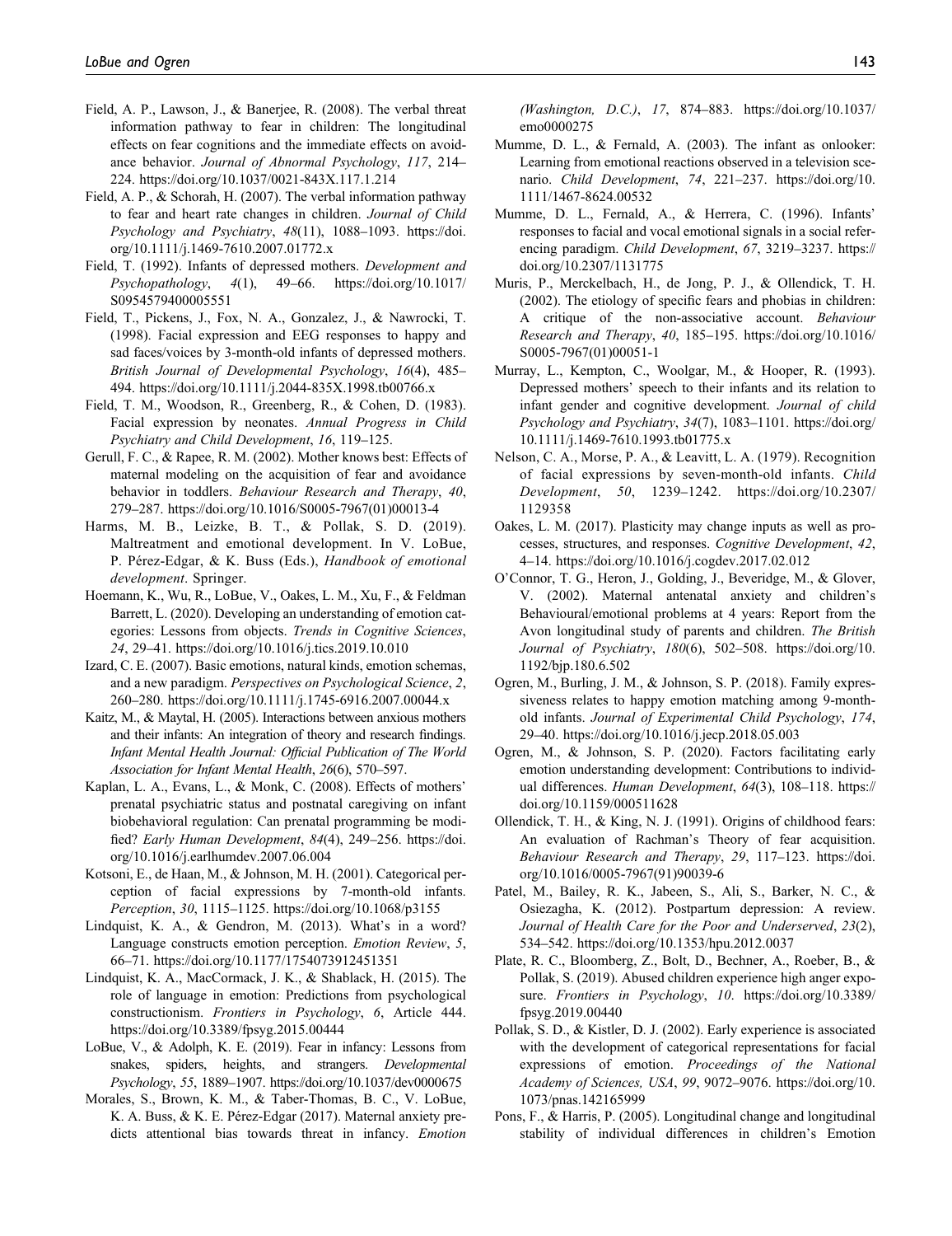Field, A. P., Lawson, J., & Banerjee, R. (2008). The verbal threat information pathway to fear in children: The longitudinal effects on fear cognitions and the immediate effects on avoidance behavior. *Journal of Abnormal Psychology*, *117*, 214–224. https://doi.org/10.1037/0021-843X.117.1.214

Field, A. P., & Schorah, H. (2007). The verbal information pathway to fear and heart rate changes in children. *Journal of Child Psychology and Psychiatry*, *48*(11), 1088–1093. https://doi.org/10.1111/j.1469-7610.2007.01772.x

Field, T. (1992). Infants of depressed mothers. *Development and Psychopathology*, *4*(1), 49–66. https://doi.org/10.1017/S0954579400005551

Field, T., Pickens, J., Fox, N. A., Gonzalez, J., & Nawrocki, T. (1998). Facial expression and EEG responses to happy and sad faces/voices by 3-month-old infants of depressed mothers. *British Journal of Developmental Psychology*, *16*(4), 485–494. https://doi.org/10.1111/j.2044-835X.1998.tb00766.x

Field, T. M., Woodson, R., Greenberg, R., & Cohen, D. (1983). Facial expression by neonates. *Annual Progress in Child Psychiatry and Child Development*, *16*, 119–125.

Gerull, F. C., & Rapee, R. M. (2002). Mother knows best: Effects of maternal modeling on the acquisition of fear and avoidance behavior in toddlers. *Behaviour Research and Therapy*, *40*, 279–287. https://doi.org/10.1016/S0005-7967(01)00013-4

Harms, M. B., Leizke, B. T., & Pollak, S. D. (2019). Maltreatment and emotional development. In V. LoBue, P. Pérez-Edgar, & K. Buss (Eds.), *Handbook of emotional development*. Springer.

Hoemann, K., Wu, R., LoBue, V., Oakes, L. M., Xu, F., & Feldman Barrett, L. (2020). Developing an understanding of emotion categories: Lessons from objects. *Trends in Cognitive Sciences*, *24*, 29–41. https://doi.org/10.1016/j.tics.2019.10.010

Izard, C. E. (2007). Basic emotions, natural kinds, emotion schemas, and a new paradigm. *Perspectives on Psychological Science*, *2*, 260–280. https://doi.org/10.1111/j.1745-6916.2007.00044.x

Kaitz, M., & Maytal, H. (2005). Interactions between anxious mothers and their infants: An integration of theory and research findings. *Infant Mental Health Journal: Official Publication of The World Association for Infant Mental Health*, *26*(6), 570–597.

Kaplan, L. A., Evans, L., & Monk, C. (2008). Effects of mothers' prenatal psychiatric status and postnatal caregiving on infant biobehavioral regulation: Can prenatal programming be modified? *Early Human Development*, *84*(4), 249–256. https://doi.org/10.1016/j.earlhumdev.2007.06.004

Kotsoni, E., de Haan, M., & Johnson, M. H. (2001). Categorical perception of facial expressions by 7-month-old infants. *Perception*, *30*, 1115–1125. https://doi.org/10.1068/p3155

Lindquist, K. A., & Gendron, M. (2013). What's in a word? Language constructs emotion perception. *Emotion Review*, *5*, 66–71. https://doi.org/10.1177/1754073912451351

Lindquist, K. A., MacCormack, J. K., & Shablack, H. (2015). The role of language in emotion: Predictions from psychological constructionism. *Frontiers in Psychology*, *6*, Article 444. https://doi.org/10.3389/fpsyg.2015.00444

LoBue, V., & Adolph, K. E. (2019). Fear in infancy: Lessons from snakes, spiders, heights, and strangers. *Developmental Psychology*, *55*, 1889–1907. https://doi.org/10.1037/dev0000675

Morales, S., Brown, K. M., & Taber-Thomas, B. C., V. LoBue, K. A. Buss, & K. E. Pérez-Edgar (2017). Maternal anxiety predicts attentional bias towards threat in infancy. *Emotion (Washington, D.C.)*, *17*, 874–883. https://doi.org/10.1037/emo0000275

Mumme, D. L., & Fernald, A. (2003). The infant as onlooker: Learning from emotional reactions observed in a television scenario. *Child Development*, *74*, 221–237. https://doi.org/10.1111/1467-8624.00532

Mumme, D. L., Fernald, A., & Herrera, C. (1996). Infants' responses to facial and vocal emotional signals in a social referencing paradigm. *Child Development*, *67*, 3219–3237. https://doi.org/10.2307/1131775

Muris, P., Merckelbach, H., de Jong, P. J., & Ollendick, T. H. (2002). The etiology of specific fears and phobias in children: A critique of the non-associative account. *Behaviour Research and Therapy*, *40*, 185–195. https://doi.org/10.1016/S0005-7967(01)00051-1

Murray, L., Kempton, C., Woolgar, M., & Hooper, R. (1993). Depressed mothers' speech to their infants and its relation to infant gender and cognitive development. *Journal of child Psychology and Psychiatry*, *34*(7), 1083–1101. https://doi.org/10.1111/j.1469-7610.1993.tb01775.x

Nelson, C. A., Morse, P. A., & Leavitt, L. A. (1979). Recognition of facial expressions by seven-month-old infants. *Child Development*, *50*, 1239–1242. https://doi.org/10.2307/1129358

Oakes, L. M. (2017). Plasticity may change inputs as well as processes, structures, and responses. *Cognitive Development*, *42*, 4–14. https://doi.org/10.1016/j.cogdev.2017.02.012

O'Connor, T. G., Heron, J., Golding, J., Beveridge, M., & Glover, V. (2002). Maternal antenatal anxiety and children's Behavioural/emotional problems at 4 years: Report from the Avon longitudinal study of parents and children. *The British Journal of Psychiatry*, *180*(6), 502–508. https://doi.org/10.1192/bjp.180.6.502

Ogren, M., Burling, J. M., & Johnson, S. P. (2018). Family expressiveness relates to happy emotion matching among 9-month-old infants. *Journal of Experimental Child Psychology*, *174*, 29–40. https://doi.org/10.1016/j.jecp.2018.05.003

Ogren, M., & Johnson, S. P. (2020). Factors facilitating early emotion understanding development: Contributions to individual differences. *Human Development*, *64*(3), 108–118. https://doi.org/10.1159/000511628

Ollendick, T. H., & King, N. J. (1991). Origins of childhood fears: An evaluation of Rachman's Theory of fear acquisition. *Behaviour Research and Therapy*, *29*, 117–123. https://doi.org/10.1016/0005-7967(91)90039-6

Patel, M., Bailey, R. K., Jabeen, S., Ali, S., Barker, N. C., & Osiezagha, K. (2012). Postpartum depression: A review. *Journal of Health Care for the Poor and Underserved*, *23*(2), 534–542. https://doi.org/10.1353/hpu.2012.0037

Plate, R. C., Bloomberg, Z., Bolt, D., Bechner, A., Roeber, B., & Pollak, S. (2019). Abused children experience high anger exposure. *Frontiers in Psychology*, *10*. https://doi.org/10.3389/fpsyg.2019.00440

Pollak, S. D., & Kistler, D. J. (2002). Early experience is associated with the development of categorical representations for facial expressions of emotion. *Proceedings of the National Academy of Sciences, USA*, *99*, 9072–9076. https://doi.org/10.1073/pnas.142165999

Pons, F., & Harris, P. (2005). Longitudinal change and longitudinal stability of individual differences in children's Emotion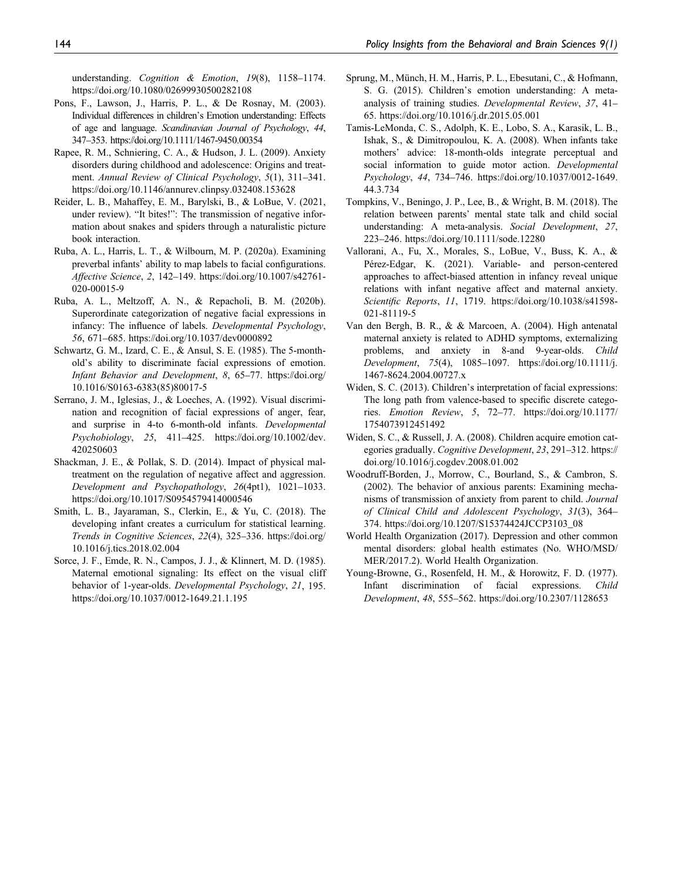understanding. *Cognition & Emotion*, *19*(8), 1158–1174. https://doi.org/10.1080/02699930500282108

Pons, F., Lawson, J., Harris, P. L., & De Rosnay, M. (2003). Individual differences in children's Emotion understanding: Effects of age and language. *Scandinavian Journal of Psychology*, *44*, 347–353. https://doi.org/10.1111/1467-9450.00354

Rapee, R. M., Schniering, C. A., & Hudson, J. L. (2009). Anxiety disorders during childhood and adolescence: Origins and treatment. *Annual Review of Clinical Psychology*, *5*(1), 311–341. https://doi.org/10.1146/annurev.clinpsy.032408.153628

Reider, L. B., Mahaffey, E. M., Barylski, B., & LoBue, V. (2021, under review). "It bites!": The transmission of negative information about snakes and spiders through a naturalistic picture book interaction.

Ruba, A. L., Harris, L. T., & Wilbourn, M. P. (2020a). Examining preverbal infants' ability to map labels to facial configurations. *Affective Science*, *2*, 142–149. https://doi.org/10.1007/s42761-020-00015-9

Ruba, A. L., Meltzoff, A. N., & Repacholi, B. M. (2020b). Superordinate categorization of negative facial expressions in infancy: The influence of labels. *Developmental Psychology*, *56*, 671–685. https://doi.org/10.1037/dev0000892

Schwartz, G. M., Izard, C. E., & Ansul, S. E. (1985). The 5-month-old's ability to discriminate facial expressions of emotion. *Infant Behavior and Development*, *8*, 65–77. https://doi.org/10.1016/S0163-6383(85)80017-5

Serrano, J. M., Iglesias, J., & Loeches, A. (1992). Visual discrimination and recognition of facial expressions of anger, fear, and surprise in 4-to 6-month-old infants. *Developmental Psychobiology*, *25*, 411–425. https://doi.org/10.1002/dev.420250603

Shackman, J. E., & Pollak, S. D. (2014). Impact of physical maltreatment on the regulation of negative affect and aggression. *Development and Psychopathology*, *26*(4pt1), 1021–1033. https://doi.org/10.1017/S0954579414000546

Smith, L. B., Jayaraman, S., Clerkin, E., & Yu, C. (2018). The developing infant creates a curriculum for statistical learning. *Trends in Cognitive Sciences*, *22*(4), 325–336. https://doi.org/10.1016/j.tics.2018.02.004

Sorce, J. F., Emde, R. N., Campos, J. J., & Klinnert, M. D. (1985). Maternal emotional signaling: Its effect on the visual cliff behavior of 1-year-olds. *Developmental Psychology*, *21*, 195. https://doi.org/10.1037/0012-1649.21.1.195

Sprung, M., Münch, H. M., Harris, P. L., Ebesutani, C., & Hofmann, S. G. (2015). Children's emotion understanding: A meta-analysis of training studies. *Developmental Review*, *37*, 41–65. https://doi.org/10.1016/j.dr.2015.05.001

Tamis-LeMonda, C. S., Adolph, K. E., Lobo, S. A., Karasik, L. B., Ishak, S., & Dimitropoulou, K. A. (2008). When infants take mothers' advice: 18-month-olds integrate perceptual and social information to guide motor action. *Developmental Psychology*, *44*, 734–746. https://doi.org/10.1037/0012-1649.44.3.734

Tompkins, V., Beningo, J. P., Lee, B., & Wright, B. M. (2018). The relation between parents' mental state talk and child social understanding: A meta-analysis. *Social Development*, *27*, 223–246. https://doi.org/10.1111/sode.12280

Vallorani, A., Fu, X., Morales, S., LoBue, V., Buss, K. A., & Pérez-Edgar, K. (2021). Variable- and person-centered approaches to affect-biased attention in infancy reveal unique relations with infant negative affect and maternal anxiety. *Scientific Reports*, *11*, 1719. https://doi.org/10.1038/s41598-021-81119-5

Van den Bergh, B. R., & & Marcoen, A. (2004). High antenatal maternal anxiety is related to ADHD symptoms, externalizing problems, and anxiety in 8-and 9-year-olds. *Child Development*, *75*(4), 1085–1097. https://doi.org/10.1111/j.1467-8624.2004.00727.x

Widen, S. C. (2013). Children's interpretation of facial expressions: The long path from valence-based to specific discrete categories. *Emotion Review*, *5*, 72–77. https://doi.org/10.1177/1754073912451492

Widen, S. C., & Russell, J. A. (2008). Children acquire emotion categories gradually. *Cognitive Development*, *23*, 291–312. https://doi.org/10.1016/j.cogdev.2008.01.002

Woodruff-Borden, J., Morrow, C., Bourland, S., & Cambron, S. (2002). The behavior of anxious parents: Examining mechanisms of transmission of anxiety from parent to child. *Journal of Clinical Child and Adolescent Psychology*, *31*(3), 364–374. https://doi.org/10.1207/S15374424JCCP3103_08

World Health Organization (2017). Depression and other common mental disorders: global health estimates (No. WHO/MSD/MER/2017.2). World Health Organization.

Young-Browne, G., Rosenfeld, H. M., & Horowitz, F. D. (1977). Infant discrimination of facial expressions. *Child Development*, *48*, 555–562. https://doi.org/10.2307/1128653